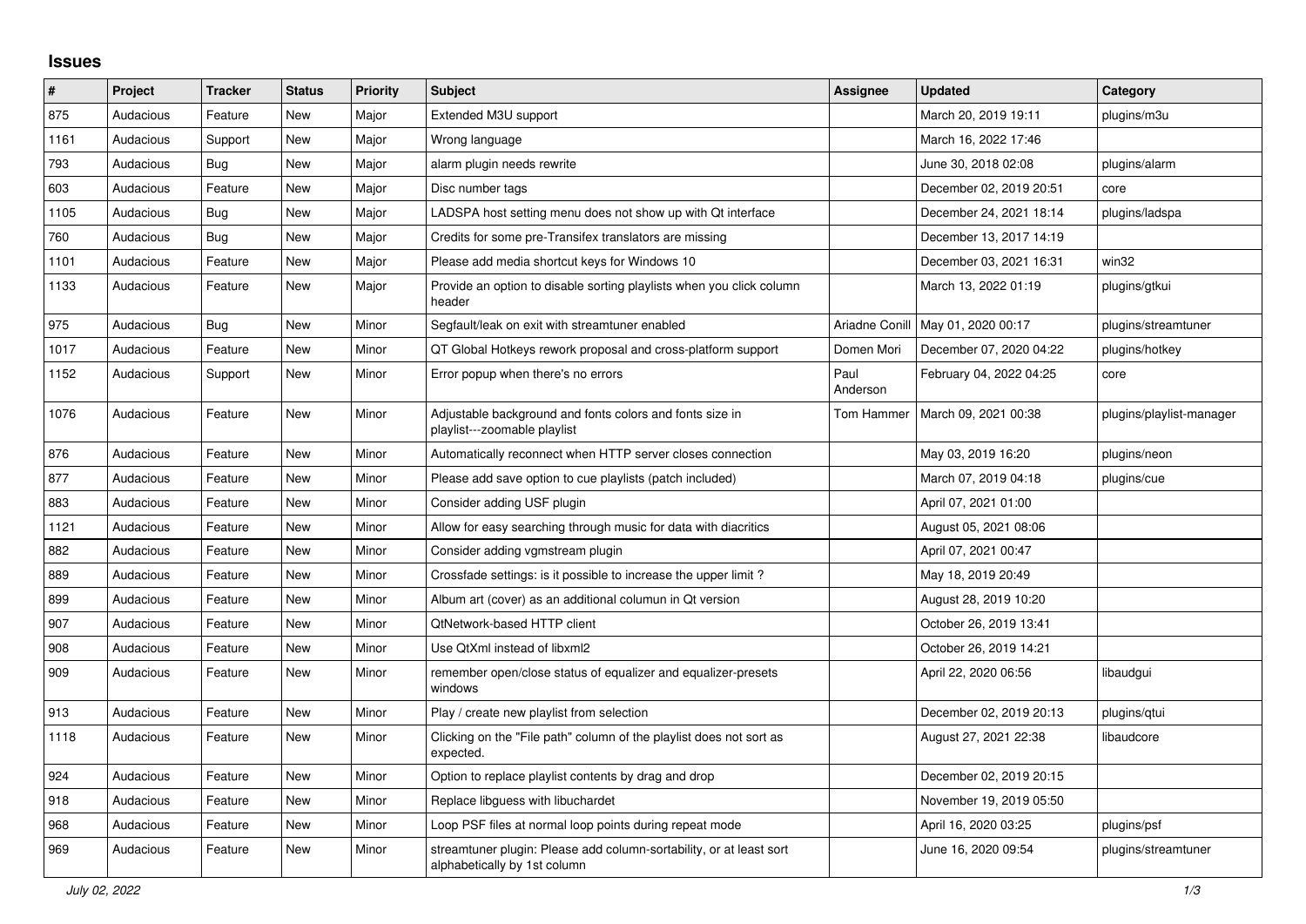# Issues

| # | Project | Tracker | Status | Priority | Subject | Assignee | Updated | Category |
|---|---|---|---|---|---|---|---|---|
| 875 | Audacious | Feature | New | Major | Extended M3U support | | March 20, 2019 19:11 | plugins/m3u |
| 1161 | Audacious | Support | New | Major | Wrong language | | March 16, 2022 17:46 | |
| 793 | Audacious | Bug | New | Major | alarm plugin needs rewrite | | June 30, 2018 02:08 | plugins/alarm |
| 603 | Audacious | Feature | New | Major | Disc number tags | | December 02, 2019 20:51 | core |
| 1105 | Audacious | Bug | New | Major | LADSPA host setting menu does not show up with Qt interface | | December 24, 2021 18:14 | plugins/ladspa |
| 760 | Audacious | Bug | New | Major | Credits for some pre-Transifex translators are missing | | December 13, 2017 14:19 | |
| 1101 | Audacious | Feature | New | Major | Please add media shortcut keys for Windows 10 | | December 03, 2021 16:31 | win32 |
| 1133 | Audacious | Feature | New | Major | Provide an option to disable sorting playlists when you click column header | | March 13, 2022 01:19 | plugins/gtkui |
| 975 | Audacious | Bug | New | Minor | Segfault/leak on exit with streamtuner enabled | Ariadne Conill | May 01, 2020 00:17 | plugins/streamtuner |
| 1017 | Audacious | Feature | New | Minor | QT Global Hotkeys rework proposal and cross-platform support | Domen Mori | December 07, 2020 04:22 | plugins/hotkey |
| 1152 | Audacious | Support | New | Minor | Error popup when there's no errors | Paul Anderson | February 04, 2022 04:25 | core |
| 1076 | Audacious | Feature | New | Minor | Adjustable background and fonts colors and fonts size in playlist---zoomable playlist | Tom Hammer | March 09, 2021 00:38 | plugins/playlist-manager |
| 876 | Audacious | Feature | New | Minor | Automatically reconnect when HTTP server closes connection | | May 03, 2019 16:20 | plugins/neon |
| 877 | Audacious | Feature | New | Minor | Please add save option to cue playlists (patch included) | | March 07, 2019 04:18 | plugins/cue |
| 883 | Audacious | Feature | New | Minor | Consider adding USF plugin | | April 07, 2021 01:00 | |
| 1121 | Audacious | Feature | New | Minor | Allow for easy searching through music for data with diacritics | | August 05, 2021 08:06 | |
| 882 | Audacious | Feature | New | Minor | Consider adding vgmstream plugin | | April 07, 2021 00:47 | |
| 889 | Audacious | Feature | New | Minor | Crossfade settings: is it possible to increase the upper limit ? | | May 18, 2019 20:49 | |
| 899 | Audacious | Feature | New | Minor | Album art (cover) as an additional columun in Qt version | | August 28, 2019 10:20 | |
| 907 | Audacious | Feature | New | Minor | QtNetwork-based HTTP client | | October 26, 2019 13:41 | |
| 908 | Audacious | Feature | New | Minor | Use QtXml instead of libxml2 | | October 26, 2019 14:21 | |
| 909 | Audacious | Feature | New | Minor | remember open/close status of equalizer and equalizer-presets windows | | April 22, 2020 06:56 | libaudgui |
| 913 | Audacious | Feature | New | Minor | Play / create new playlist from selection | | December 02, 2019 20:13 | plugins/qtui |
| 1118 | Audacious | Feature | New | Minor | Clicking on the "File path" column of the playlist does not sort as expected. | | August 27, 2021 22:38 | libaudcore |
| 924 | Audacious | Feature | New | Minor | Option to replace playlist contents by drag and drop | | December 02, 2019 20:15 | |
| 918 | Audacious | Feature | New | Minor | Replace libguess with libuchardet | | November 19, 2019 05:50 | |
| 968 | Audacious | Feature | New | Minor | Loop PSF files at normal loop points during repeat mode | | April 16, 2020 03:25 | plugins/psf |
| 969 | Audacious | Feature | New | Minor | streamtuner plugin: Please add column-sortability, or at least sort alphabetically by 1st column | | June 16, 2020 09:54 | plugins/streamtuner |

*July 02, 2022*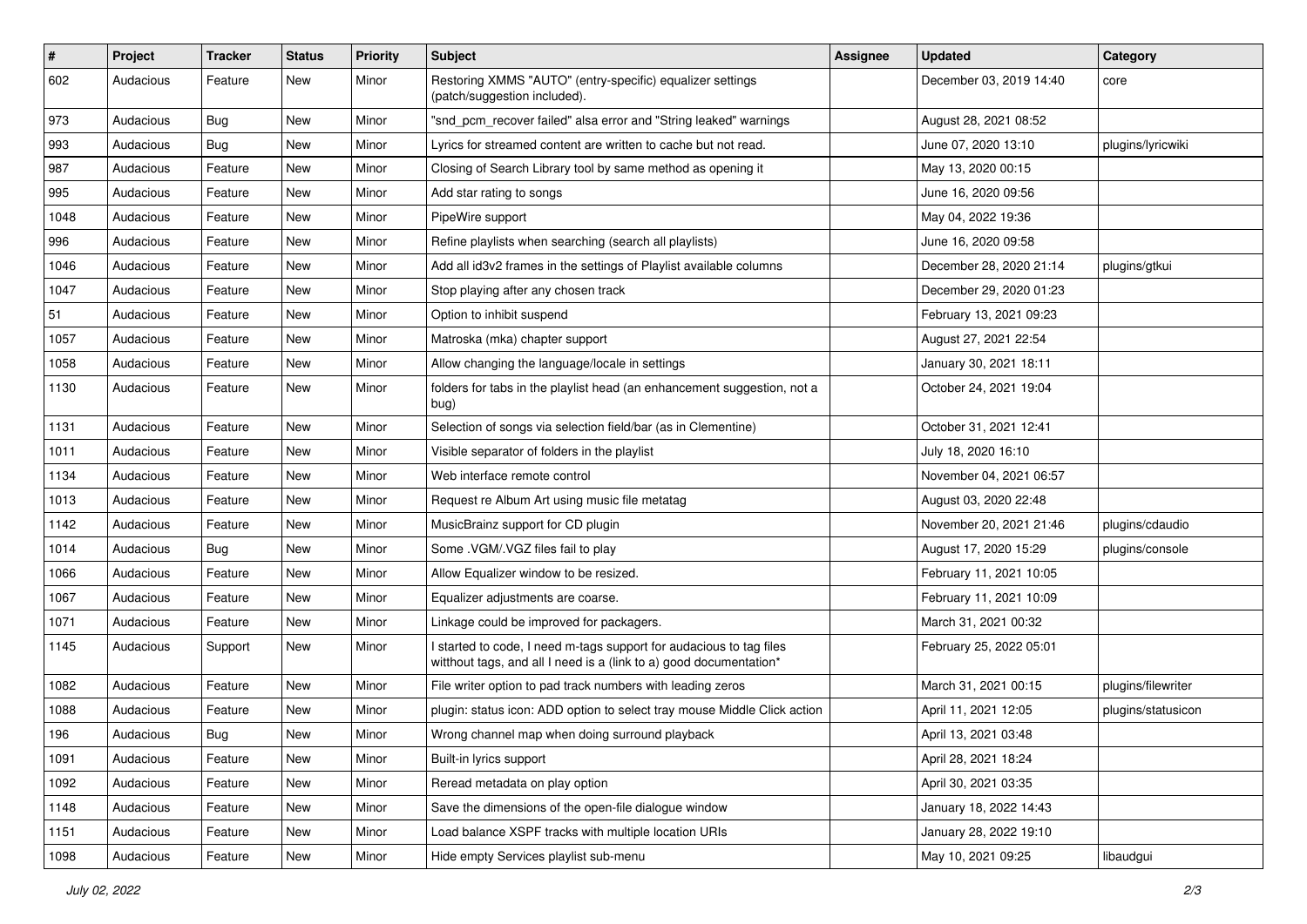| # | Project | Tracker | Status | Priority | Subject | Assignee | Updated | Category |
|---|---|---|---|---|---|---|---|---|
| 602 | Audacious | Feature | New | Minor | Restoring XMMS "AUTO" (entry-specific) equalizer settings (patch/suggestion included). | | December 03, 2019 14:40 | core |
| 973 | Audacious | Bug | New | Minor | "snd_pcm_recover failed" alsa error and "String leaked" warnings | | August 28, 2021 08:52 | |
| 993 | Audacious | Bug | New | Minor | Lyrics for streamed content are written to cache but not read. | | June 07, 2020 13:10 | plugins/lyricwiki |
| 987 | Audacious | Feature | New | Minor | Closing of Search Library tool by same method as opening it | | May 13, 2020 00:15 | |
| 995 | Audacious | Feature | New | Minor | Add star rating to songs | | June 16, 2020 09:56 | |
| 1048 | Audacious | Feature | New | Minor | PipeWire support | | May 04, 2022 19:36 | |
| 996 | Audacious | Feature | New | Minor | Refine playlists when searching (search all playlists) | | June 16, 2020 09:58 | |
| 1046 | Audacious | Feature | New | Minor | Add all id3v2 frames in the settings of Playlist available columns | | December 28, 2020 21:14 | plugins/gtkui |
| 1047 | Audacious | Feature | New | Minor | Stop playing after any chosen track | | December 29, 2020 01:23 | |
| 51 | Audacious | Feature | New | Minor | Option to inhibit suspend | | February 13, 2021 09:23 | |
| 1057 | Audacious | Feature | New | Minor | Matroska (mka) chapter support | | August 27, 2021 22:54 | |
| 1058 | Audacious | Feature | New | Minor | Allow changing the language/locale in settings | | January 30, 2021 18:11 | |
| 1130 | Audacious | Feature | New | Minor | folders for tabs in the playlist head (an enhancement suggestion, not a bug) | | October 24, 2021 19:04 | |
| 1131 | Audacious | Feature | New | Minor | Selection of songs via selection field/bar (as in Clementine) | | October 31, 2021 12:41 | |
| 1011 | Audacious | Feature | New | Minor | Visible separator of folders in the playlist | | July 18, 2020 16:10 | |
| 1134 | Audacious | Feature | New | Minor | Web interface remote control | | November 04, 2021 06:57 | |
| 1013 | Audacious | Feature | New | Minor | Request re Album Art using music file metatag | | August 03, 2020 22:48 | |
| 1142 | Audacious | Feature | New | Minor | MusicBrainz support for CD plugin | | November 20, 2021 21:46 | plugins/cdaudio |
| 1014 | Audacious | Bug | New | Minor | Some .VGM/.VGZ files fail to play | | August 17, 2020 15:29 | plugins/console |
| 1066 | Audacious | Feature | New | Minor | Allow Equalizer window to be resized. | | February 11, 2021 10:05 | |
| 1067 | Audacious | Feature | New | Minor | Equalizer adjustments are coarse. | | February 11, 2021 10:09 | |
| 1071 | Audacious | Feature | New | Minor | Linkage could be improved for packagers. | | March 31, 2021 00:32 | |
| 1145 | Audacious | Support | New | Minor | I started to code, I need m-tags support for audacious to tag files witthout tags, and all I need is a (link to a) good documentation* | | February 25, 2022 05:01 | |
| 1082 | Audacious | Feature | New | Minor | File writer option to pad track numbers with leading zeros | | March 31, 2021 00:15 | plugins/filewriter |
| 1088 | Audacious | Feature | New | Minor | plugin: status icon: ADD option to select tray mouse Middle Click action | | April 11, 2021 12:05 | plugins/statusicon |
| 196 | Audacious | Bug | New | Minor | Wrong channel map when doing surround playback | | April 13, 2021 03:48 | |
| 1091 | Audacious | Feature | New | Minor | Built-in lyrics support | | April 28, 2021 18:24 | |
| 1092 | Audacious | Feature | New | Minor | Reread metadata on play option | | April 30, 2021 03:35 | |
| 1148 | Audacious | Feature | New | Minor | Save the dimensions of the open-file dialogue window | | January 18, 2022 14:43 | |
| 1151 | Audacious | Feature | New | Minor | Load balance XSPF tracks with multiple location URIs | | January 28, 2022 19:10 | |
| 1098 | Audacious | Feature | New | Minor | Hide empty Services playlist sub-menu | | May 10, 2021 09:25 | libaudgui |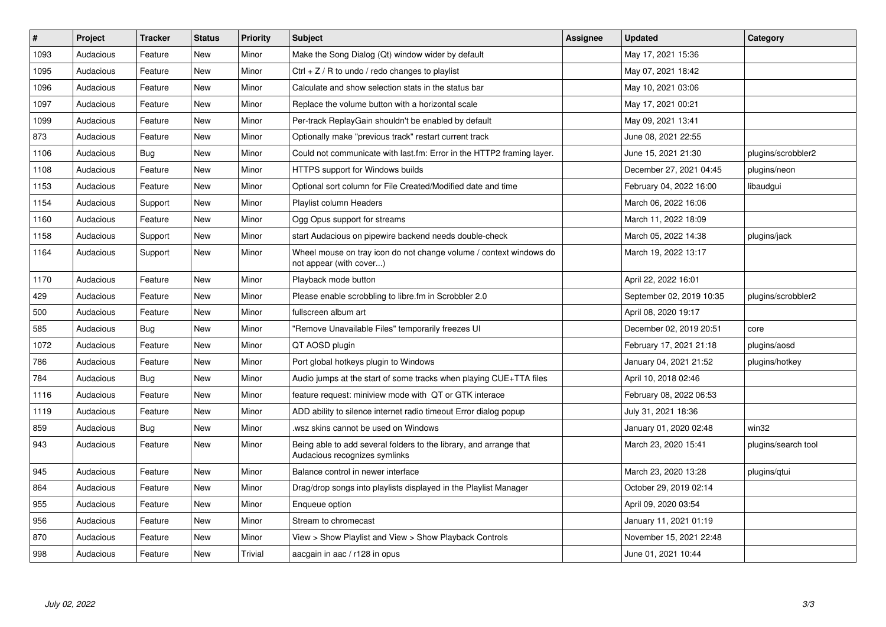| # | Project | Tracker | Status | Priority | Subject | Assignee | Updated | Category |
|---|---|---|---|---|---|---|---|---|
| 1093 | Audacious | Feature | New | Minor | Make the Song Dialog (Qt) window wider by default | | May 17, 2021 15:36 | |
| 1095 | Audacious | Feature | New | Minor | Ctrl + Z / R to undo / redo changes to playlist | | May 07, 2021 18:42 | |
| 1096 | Audacious | Feature | New | Minor | Calculate and show selection stats in the status bar | | May 10, 2021 03:06 | |
| 1097 | Audacious | Feature | New | Minor | Replace the volume button with a horizontal scale | | May 17, 2021 00:21 | |
| 1099 | Audacious | Feature | New | Minor | Per-track ReplayGain shouldn't be enabled by default | | May 09, 2021 13:41 | |
| 873 | Audacious | Feature | New | Minor | Optionally make "previous track" restart current track | | June 08, 2021 22:55 | |
| 1106 | Audacious | Bug | New | Minor | Could not communicate with last.fm: Error in the HTTP2 framing layer. | | June 15, 2021 21:30 | plugins/scrobbler2 |
| 1108 | Audacious | Feature | New | Minor | HTTPS support for Windows builds | | December 27, 2021 04:45 | plugins/neon |
| 1153 | Audacious | Feature | New | Minor | Optional sort column for File Created/Modified date and time | | February 04, 2022 16:00 | libaudgui |
| 1154 | Audacious | Support | New | Minor | Playlist column Headers | | March 06, 2022 16:06 | |
| 1160 | Audacious | Feature | New | Minor | Ogg Opus support for streams | | March 11, 2022 18:09 | |
| 1158 | Audacious | Support | New | Minor | start Audacious on pipewire backend needs double-check | | March 05, 2022 14:38 | plugins/jack |
| 1164 | Audacious | Support | New | Minor | Wheel mouse on tray icon do not change volume / context windows do not appear (with cover...) | | March 19, 2022 13:17 | |
| 1170 | Audacious | Feature | New | Minor | Playback mode button | | April 22, 2022 16:01 | |
| 429 | Audacious | Feature | New | Minor | Please enable scrobbling to libre.fm in Scrobbler 2.0 | | September 02, 2019 10:35 | plugins/scrobbler2 |
| 500 | Audacious | Feature | New | Minor | fullscreen album art | | April 08, 2020 19:17 | |
| 585 | Audacious | Bug | New | Minor | "Remove Unavailable Files" temporarily freezes UI | | December 02, 2019 20:51 | core |
| 1072 | Audacious | Feature | New | Minor | QT AOSD plugin | | February 17, 2021 21:18 | plugins/aosd |
| 786 | Audacious | Feature | New | Minor | Port global hotkeys plugin to Windows | | January 04, 2021 21:52 | plugins/hotkey |
| 784 | Audacious | Bug | New | Minor | Audio jumps at the start of some tracks when playing CUE+TTA files | | April 10, 2018 02:46 | |
| 1116 | Audacious | Feature | New | Minor | feature request: miniview mode with QT or GTK interace | | February 08, 2022 06:53 | |
| 1119 | Audacious | Feature | New | Minor | ADD ability to silence internet radio timeout Error dialog popup | | July 31, 2021 18:36 | |
| 859 | Audacious | Bug | New | Minor | .wsz skins cannot be used on Windows | | January 01, 2020 02:48 | win32 |
| 943 | Audacious | Feature | New | Minor | Being able to add several folders to the library, and arrange that Audacious recognizes symlinks | | March 23, 2020 15:41 | plugins/search tool |
| 945 | Audacious | Feature | New | Minor | Balance control in newer interface | | March 23, 2020 13:28 | plugins/qtui |
| 864 | Audacious | Feature | New | Minor | Drag/drop songs into playlists displayed in the Playlist Manager | | October 29, 2019 02:14 | |
| 955 | Audacious | Feature | New | Minor | Enqueue option | | April 09, 2020 03:54 | |
| 956 | Audacious | Feature | New | Minor | Stream to chromecast | | January 11, 2021 01:19 | |
| 870 | Audacious | Feature | New | Minor | View > Show Playlist and View > Show Playback Controls | | November 15, 2021 22:48 | |
| 998 | Audacious | Feature | New | Trivial | aacgain in aac / r128 in opus | | June 01, 2021 10:44 | |

*July 02, 2022*